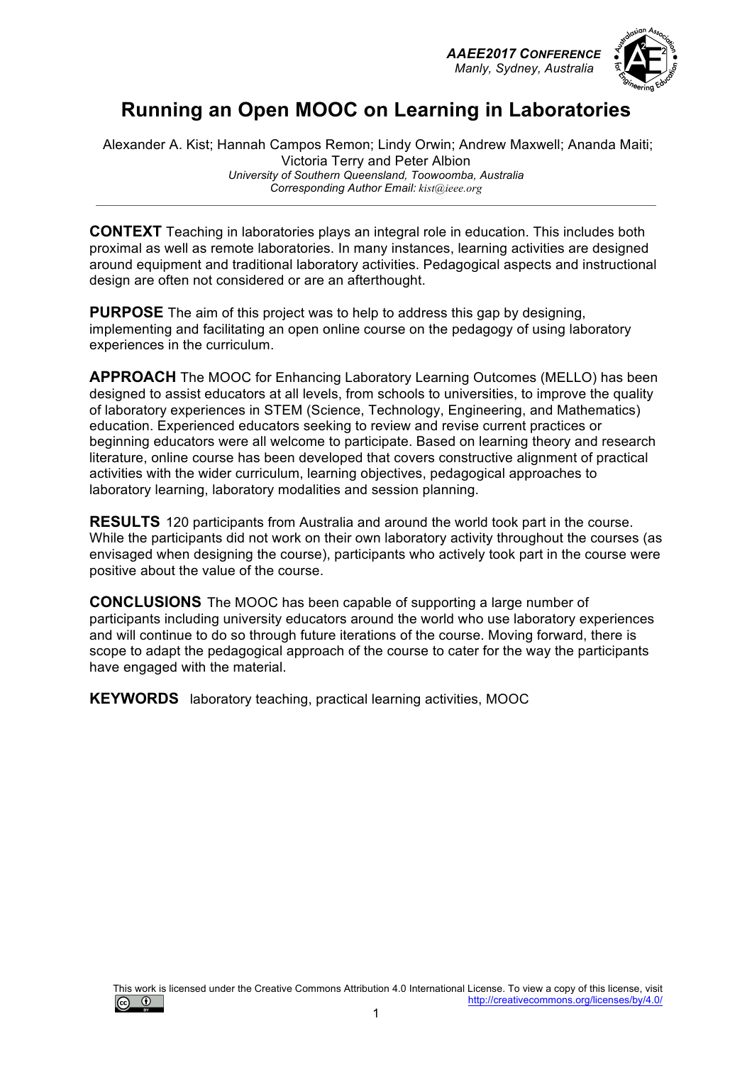# Running an Open MOOC on Learning in Laboratories

Alexander A. Kist; Hannah Campos Remon; Lindy Orwin; Andrew Maxwell; Ananda Maiti; Victoria Terry and Peter Albion

*University of Southern Queensland, Toowoomba, Australia*

*Corresponding Author Email: kist@ieee.org*

---

**CONTEXT** Teaching in laboratories plays an integral role in education. This includes both proximal as well as remote laboratories. In many instances, learning activities are designed around equipment and traditional laboratory activities. Pedagogical aspects and instructional design are often not considered or are an afterthought.

**PURPOSE** The aim of this project was to help to address this gap by designing, implementing and facilitating an open online course on the pedagogy of using laboratory experiences in the curriculum.

**APPROACH** The MOOC for Enhancing Laboratory Learning Outcomes (MELLO) has been designed to assist educators at all levels, from schools to universities, to improve the quality of laboratory experiences in STEM (Science, Technology, Engineering, and Mathematics) education. Experienced educators seeking to review and revise current practices or beginning educators were all welcome to participate. Based on learning theory and research literature, online course has been developed that covers constructive alignment of practical activities with the wider curriculum, learning objectives, pedagogical approaches to laboratory learning, laboratory modalities and session planning.

**RESULTS** 120 participants from Australia and around the world took part in the course. While the participants did not work on their own laboratory activity throughout the courses (as envisaged when designing the course), participants who actively took part in the course were positive about the value of the course.

**CONCLUSIONS** The MOOC has been capable of supporting a large number of participants including university educators around the world who use laboratory experiences and will continue to do so through future iterations of the course. Moving forward, there is scope to adapt the pedagogical approach of the course to cater for the way the participants have engaged with the material.

**KEYWORDS** laboratory teaching, practical learning activities, MOOC

This work is licensed under the Creative Commons Attribution 4.0 International License. To view a copy of this license, visit http://creativecommons.org/licenses/by/4.0/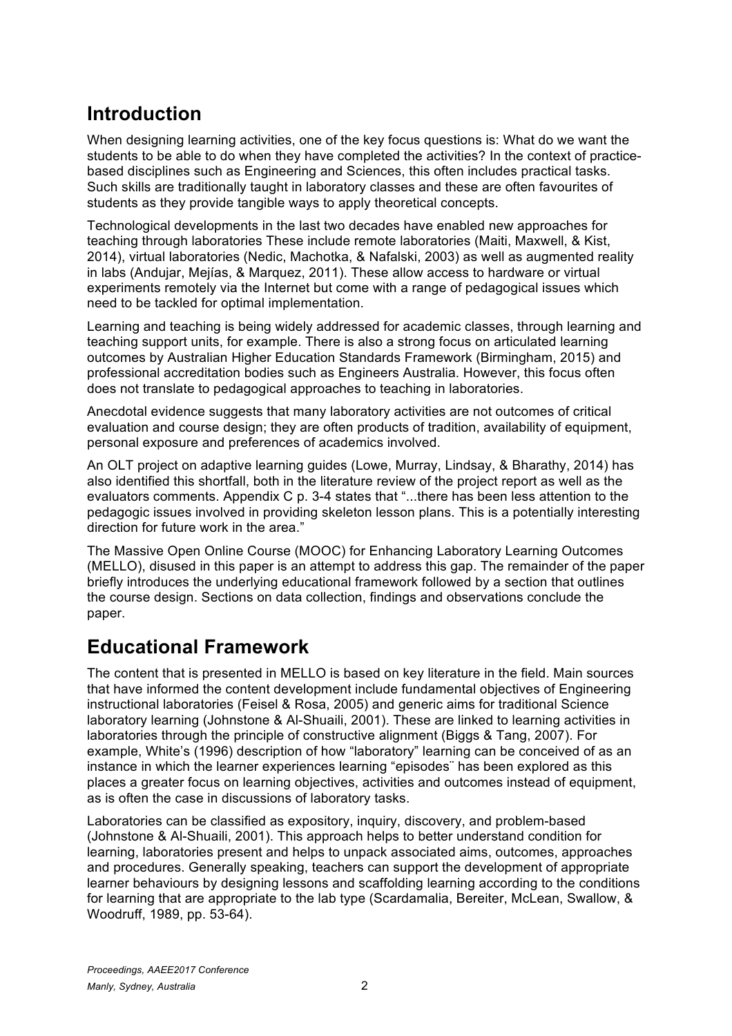## Introduction

When designing learning activities, one of the key focus questions is: What do we want the students to be able to do when they have completed the activities? In the context of practice-based disciplines such as Engineering and Sciences, this often includes practical tasks. Such skills are traditionally taught in laboratory classes and these are often favourites of students as they provide tangible ways to apply theoretical concepts.

Technological developments in the last two decades have enabled new approaches for teaching through laboratories These include remote laboratories (Maiti, Maxwell, & Kist, 2014), virtual laboratories (Nedic, Machotka, & Nafalski, 2003) as well as augmented reality in labs (Andujar, Mejías, & Marquez, 2011). These allow access to hardware or virtual experiments remotely via the Internet but come with a range of pedagogical issues which need to be tackled for optimal implementation.

Learning and teaching is being widely addressed for academic classes, through learning and teaching support units, for example. There is also a strong focus on articulated learning outcomes by Australian Higher Education Standards Framework (Birmingham, 2015) and professional accreditation bodies such as Engineers Australia. However, this focus often does not translate to pedagogical approaches to teaching in laboratories.

Anecdotal evidence suggests that many laboratory activities are not outcomes of critical evaluation and course design; they are often products of tradition, availability of equipment, personal exposure and preferences of academics involved.

An OLT project on adaptive learning guides (Lowe, Murray, Lindsay, & Bharathy, 2014) has also identified this shortfall, both in the literature review of the project report as well as the evaluators comments. Appendix C p. 3-4 states that "...there has been less attention to the pedagogic issues involved in providing skeleton lesson plans. This is a potentially interesting direction for future work in the area."

The Massive Open Online Course (MOOC) for Enhancing Laboratory Learning Outcomes (MELLO), disused in this paper is an attempt to address this gap. The remainder of the paper briefly introduces the underlying educational framework followed by a section that outlines the course design. Sections on data collection, findings and observations conclude the paper.

## Educational Framework

The content that is presented in MELLO is based on key literature in the field. Main sources that have informed the content development include fundamental objectives of Engineering instructional laboratories (Feisel & Rosa, 2005) and generic aims for traditional Science laboratory learning (Johnstone & Al-Shuaili, 2001). These are linked to learning activities in laboratories through the principle of constructive alignment (Biggs & Tang, 2007). For example, White's (1996) description of how "laboratory" learning can be conceived of as an instance in which the learner experiences learning "episodes¨ has been explored as this places a greater focus on learning objectives, activities and outcomes instead of equipment, as is often the case in discussions of laboratory tasks.

Laboratories can be classified as expository, inquiry, discovery, and problem-based (Johnstone & Al-Shuaili, 2001). This approach helps to better understand condition for learning, laboratories present and helps to unpack associated aims, outcomes, approaches and procedures. Generally speaking, teachers can support the development of appropriate learner behaviours by designing lessons and scaffolding learning according to the conditions for learning that are appropriate to the lab type (Scardamalia, Bereiter, McLean, Swallow, & Woodruff, 1989, pp. 53-64).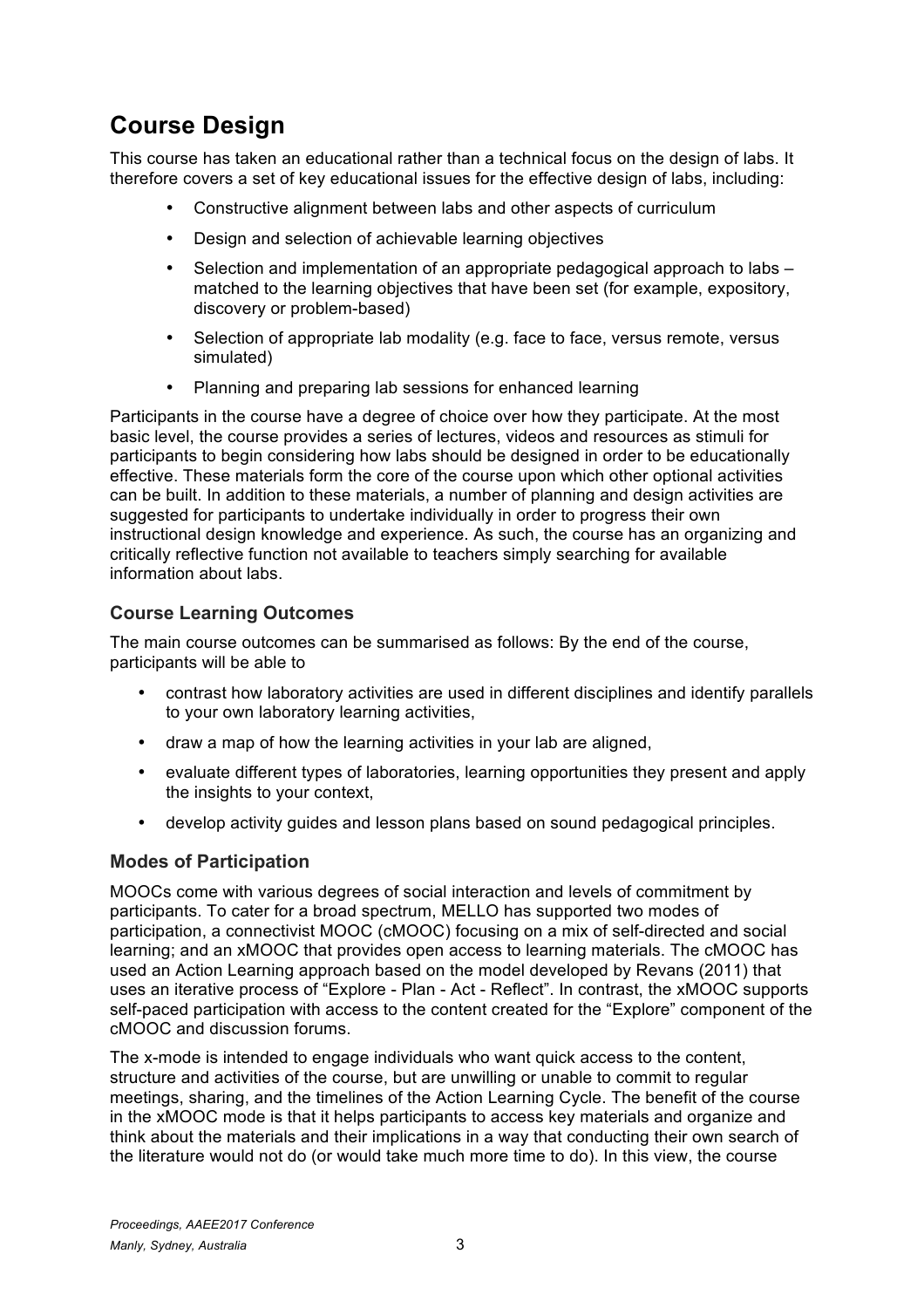## Course Design

This course has taken an educational rather than a technical focus on the design of labs. It therefore covers a set of key educational issues for the effective design of labs, including:

- Constructive alignment between labs and other aspects of curriculum
- Design and selection of achievable learning objectives
- Selection and implementation of an appropriate pedagogical approach to labs – matched to the learning objectives that have been set (for example, expository, discovery or problem-based)
- Selection of appropriate lab modality (e.g. face to face, versus remote, versus simulated)
- Planning and preparing lab sessions for enhanced learning

Participants in the course have a degree of choice over how they participate. At the most basic level, the course provides a series of lectures, videos and resources as stimuli for participants to begin considering how labs should be designed in order to be educationally effective. These materials form the core of the course upon which other optional activities can be built. In addition to these materials, a number of planning and design activities are suggested for participants to undertake individually in order to progress their own instructional design knowledge and experience. As such, the course has an organizing and critically reflective function not available to teachers simply searching for available information about labs.

### Course Learning Outcomes

The main course outcomes can be summarised as follows: By the end of the course, participants will be able to

- contrast how laboratory activities are used in different disciplines and identify parallels to your own laboratory learning activities,
- draw a map of how the learning activities in your lab are aligned,
- evaluate different types of laboratories, learning opportunities they present and apply the insights to your context,
- develop activity guides and lesson plans based on sound pedagogical principles.

### Modes of Participation

MOOCs come with various degrees of social interaction and levels of commitment by participants. To cater for a broad spectrum, MELLO has supported two modes of participation, a connectivist MOOC (cMOOC) focusing on a mix of self-directed and social learning; and an xMOOC that provides open access to learning materials. The cMOOC has used an Action Learning approach based on the model developed by Revans (2011) that uses an iterative process of "Explore - Plan - Act - Reflect". In contrast, the xMOOC supports self-paced participation with access to the content created for the "Explore" component of the cMOOC and discussion forums.

The x-mode is intended to engage individuals who want quick access to the content, structure and activities of the course, but are unwilling or unable to commit to regular meetings, sharing, and the timelines of the Action Learning Cycle. The benefit of the course in the xMOOC mode is that it helps participants to access key materials and organize and think about the materials and their implications in a way that conducting their own search of the literature would not do (or would take much more time to do). In this view, the course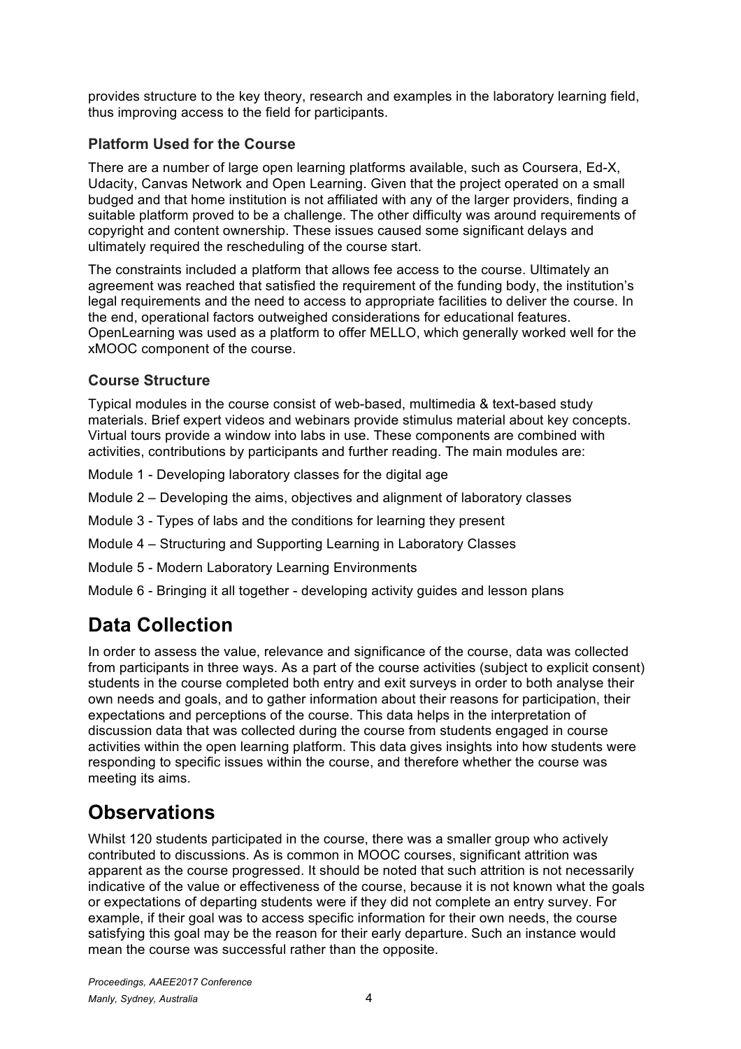provides structure to the key theory, research and examples in the laboratory learning field, thus improving access to the field for participants.

### Platform Used for the Course

There are a number of large open learning platforms available, such as Coursera, Ed-X, Udacity, Canvas Network and Open Learning. Given that the project operated on a small budged and that home institution is not affiliated with any of the larger providers, finding a suitable platform proved to be a challenge. The other difficulty was around requirements of copyright and content ownership. These issues caused some significant delays and ultimately required the rescheduling of the course start.

The constraints included a platform that allows fee access to the course. Ultimately an agreement was reached that satisfied the requirement of the funding body, the institution's legal requirements and the need to access to appropriate facilities to deliver the course. In the end, operational factors outweighed considerations for educational features. OpenLearning was used as a platform to offer MELLO, which generally worked well for the xMOOC component of the course.

### Course Structure

Typical modules in the course consist of web-based, multimedia & text-based study materials. Brief expert videos and webinars provide stimulus material about key concepts. Virtual tours provide a window into labs in use. These components are combined with activities, contributions by participants and further reading. The main modules are:

Module 1 - Developing laboratory classes for the digital age

Module 2 – Developing the aims, objectives and alignment of laboratory classes

Module 3 - Types of labs and the conditions for learning they present

Module 4 – Structuring and Supporting Learning in Laboratory Classes

Module 5 - Modern Laboratory Learning Environments

Module 6 - Bringing it all together - developing activity guides and lesson plans

## Data Collection

In order to assess the value, relevance and significance of the course, data was collected from participants in three ways. As a part of the course activities (subject to explicit consent) students in the course completed both entry and exit surveys in order to both analyse their own needs and goals, and to gather information about their reasons for participation, their expectations and perceptions of the course. This data helps in the interpretation of discussion data that was collected during the course from students engaged in course activities within the open learning platform. This data gives insights into how students were responding to specific issues within the course, and therefore whether the course was meeting its aims.

## Observations

Whilst 120 students participated in the course, there was a smaller group who actively contributed to discussions. As is common in MOOC courses, significant attrition was apparent as the course progressed. It should be noted that such attrition is not necessarily indicative of the value or effectiveness of the course, because it is not known what the goals or expectations of departing students were if they did not complete an entry survey. For example, if their goal was to access specific information for their own needs, the course satisfying this goal may be the reason for their early departure. Such an instance would mean the course was successful rather than the opposite.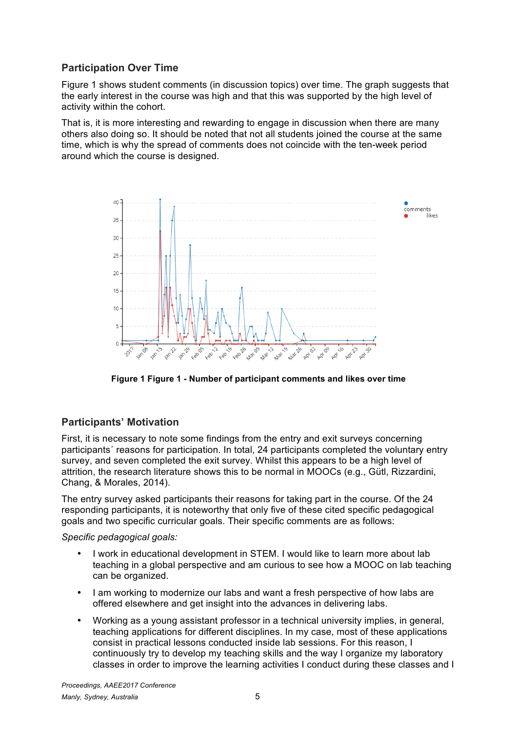## Participation Over Time

Figure 1 shows student comments (in discussion topics) over time. The graph suggests that the early interest in the course was high and that this was supported by the high level of activity within the cohort.

That is, it is more interesting and rewarding to engage in discussion when there are many others also doing so. It should be noted that not all students joined the course at the same time, which is why the spread of comments does not coincide with the ten-week period around which the course is designed.

**Figure 1 Figure 1 - Number of participant comments and likes over time**

## Participants' Motivation

First, it is necessary to note some findings from the entry and exit surveys concerning participants´ reasons for participation. In total, 24 participants completed the voluntary entry survey, and seven completed the exit survey. Whilst this appears to be a high level of attrition, the research literature shows this to be normal in MOOCs (e.g., Gütl, Rizzardini, Chang, & Morales, 2014).

The entry survey asked participants their reasons for taking part in the course. Of the 24 responding participants, it is noteworthy that only five of these cited specific pedagogical goals and two specific curricular goals. Their specific comments are as follows:

*Specific pedagogical goals:*

- I work in educational development in STEM. I would like to learn more about lab teaching in a global perspective and am curious to see how a MOOC on lab teaching can be organized.
- I am working to modernize our labs and want a fresh perspective of how labs are offered elsewhere and get insight into the advances in delivering labs.
- Working as a young assistant professor in a technical university implies, in general, teaching applications for different disciplines. In my case, most of these applications consist in practical lessons conducted inside lab sessions. For this reason, I continuously try to develop my teaching skills and the way I organize my laboratory classes in order to improve the learning activities I conduct during these classes and I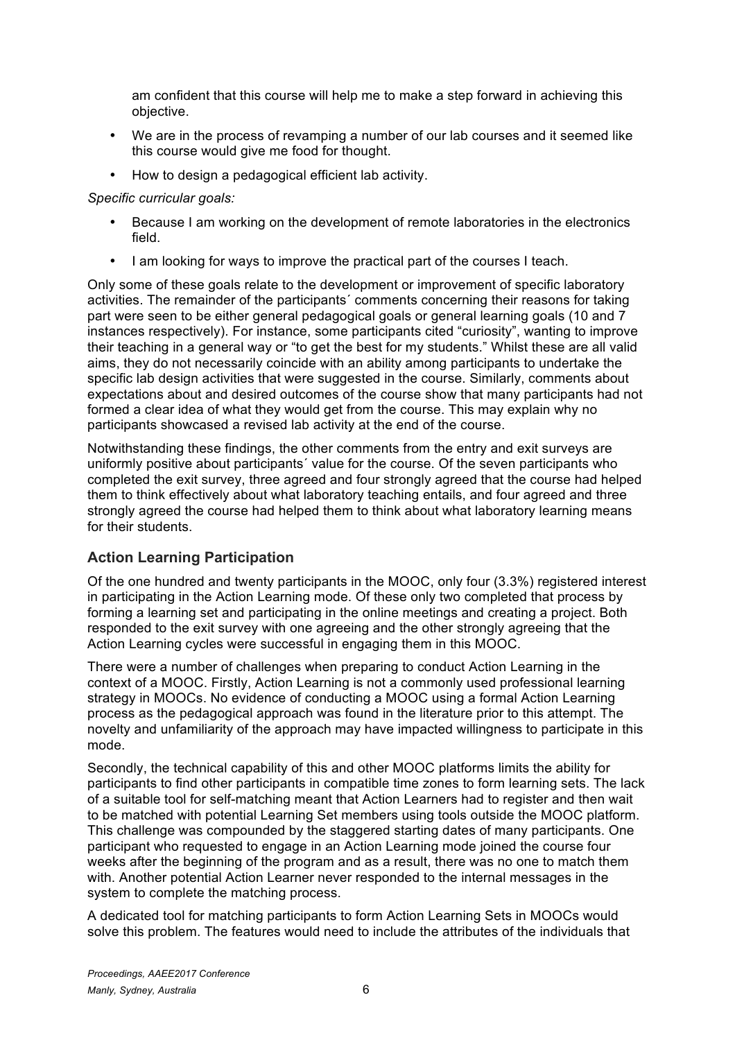am confident that this course will help me to make a step forward in achieving this objective.

- We are in the process of revamping a number of our lab courses and it seemed like this course would give me food for thought.
- How to design a pedagogical efficient lab activity.

*Specific curricular goals:*

- Because I am working on the development of remote laboratories in the electronics field.
- I am looking for ways to improve the practical part of the courses I teach.

Only some of these goals relate to the development or improvement of specific laboratory activities. The remainder of the participants´ comments concerning their reasons for taking part were seen to be either general pedagogical goals or general learning goals (10 and 7 instances respectively). For instance, some participants cited "curiosity", wanting to improve their teaching in a general way or "to get the best for my students." Whilst these are all valid aims, they do not necessarily coincide with an ability among participants to undertake the specific lab design activities that were suggested in the course. Similarly, comments about expectations about and desired outcomes of the course show that many participants had not formed a clear idea of what they would get from the course. This may explain why no participants showcased a revised lab activity at the end of the course.

Notwithstanding these findings, the other comments from the entry and exit surveys are uniformly positive about participants´ value for the course. Of the seven participants who completed the exit survey, three agreed and four strongly agreed that the course had helped them to think effectively about what laboratory teaching entails, and four agreed and three strongly agreed the course had helped them to think about what laboratory learning means for their students.

## Action Learning Participation

Of the one hundred and twenty participants in the MOOC, only four (3.3%) registered interest in participating in the Action Learning mode. Of these only two completed that process by forming a learning set and participating in the online meetings and creating a project. Both responded to the exit survey with one agreeing and the other strongly agreeing that the Action Learning cycles were successful in engaging them in this MOOC.

There were a number of challenges when preparing to conduct Action Learning in the context of a MOOC. Firstly, Action Learning is not a commonly used professional learning strategy in MOOCs. No evidence of conducting a MOOC using a formal Action Learning process as the pedagogical approach was found in the literature prior to this attempt. The novelty and unfamiliarity of the approach may have impacted willingness to participate in this mode.

Secondly, the technical capability of this and other MOOC platforms limits the ability for participants to find other participants in compatible time zones to form learning sets. The lack of a suitable tool for self-matching meant that Action Learners had to register and then wait to be matched with potential Learning Set members using tools outside the MOOC platform. This challenge was compounded by the staggered starting dates of many participants. One participant who requested to engage in an Action Learning mode joined the course four weeks after the beginning of the program and as a result, there was no one to match them with. Another potential Action Learner never responded to the internal messages in the system to complete the matching process.

A dedicated tool for matching participants to form Action Learning Sets in MOOCs would solve this problem. The features would need to include the attributes of the individuals that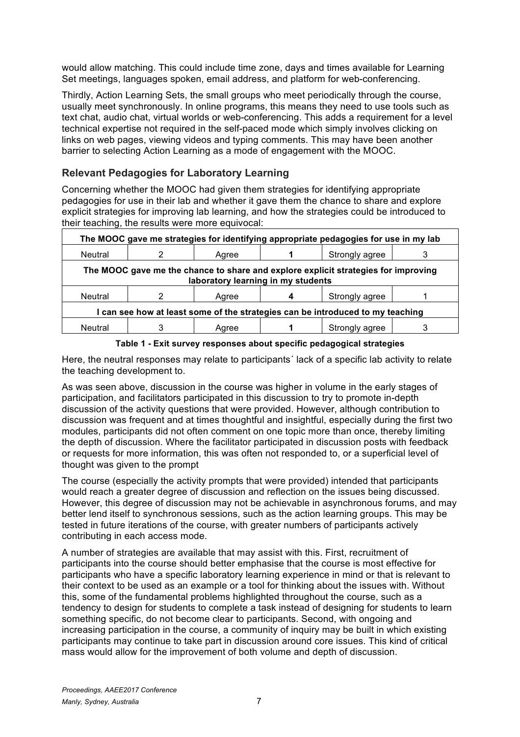would allow matching. This could include time zone, days and times available for Learning Set meetings, languages spoken, email address, and platform for web-conferencing.

Thirdly, Action Learning Sets, the small groups who meet periodically through the course, usually meet synchronously. In online programs, this means they need to use tools such as text chat, audio chat, virtual worlds or web-conferencing. This adds a requirement for a level technical expertise not required in the self-paced mode which simply involves clicking on links on web pages, viewing videos and typing comments. This may have been another barrier to selecting Action Learning as a mode of engagement with the MOOC.

## Relevant Pedagogies for Laboratory Learning

Concerning whether the MOOC had given them strategies for identifying appropriate pedagogies for use in their lab and whether it gave them the chance to share and explore explicit strategies for improving lab learning, and how the strategies could be introduced to their teaching, the results were more equivocal:

| **The MOOC gave me strategies for identifying appropriate pedagogies for use in my lab** | | | | | |
|---|---|---|---|---|---|
| Neutral | 2 | Agree | **1** | Strongly agree | 3 |
| **The MOOC gave me the chance to share and explore explicit strategies for improving laboratory learning in my students** | | | | | |
| Neutral | 2 | Agree | **4** | Strongly agree | 1 |
| **I can see how at least some of the strategies can be introduced to my teaching** | | | | | |
| Neutral | 3 | Agree | **1** | Strongly agree | 3 |

**Table 1 - Exit survey responses about specific pedagogical strategies**

Here, the neutral responses may relate to participants´ lack of a specific lab activity to relate the teaching development to.

As was seen above, discussion in the course was higher in volume in the early stages of participation, and facilitators participated in this discussion to try to promote in-depth discussion of the activity questions that were provided. However, although contribution to discussion was frequent and at times thoughtful and insightful, especially during the first two modules, participants did not often comment on one topic more than once, thereby limiting the depth of discussion. Where the facilitator participated in discussion posts with feedback or requests for more information, this was often not responded to, or a superficial level of thought was given to the prompt

The course (especially the activity prompts that were provided) intended that participants would reach a greater degree of discussion and reflection on the issues being discussed. However, this degree of discussion may not be achievable in asynchronous forums, and may better lend itself to synchronous sessions, such as the action learning groups. This may be tested in future iterations of the course, with greater numbers of participants actively contributing in each access mode.

A number of strategies are available that may assist with this. First, recruitment of participants into the course should better emphasise that the course is most effective for participants who have a specific laboratory learning experience in mind or that is relevant to their context to be used as an example or a tool for thinking about the issues with. Without this, some of the fundamental problems highlighted throughout the course, such as a tendency to design for students to complete a task instead of designing for students to learn something specific, do not become clear to participants. Second, with ongoing and increasing participation in the course, a community of inquiry may be built in which existing participants may continue to take part in discussion around core issues. This kind of critical mass would allow for the improvement of both volume and depth of discussion.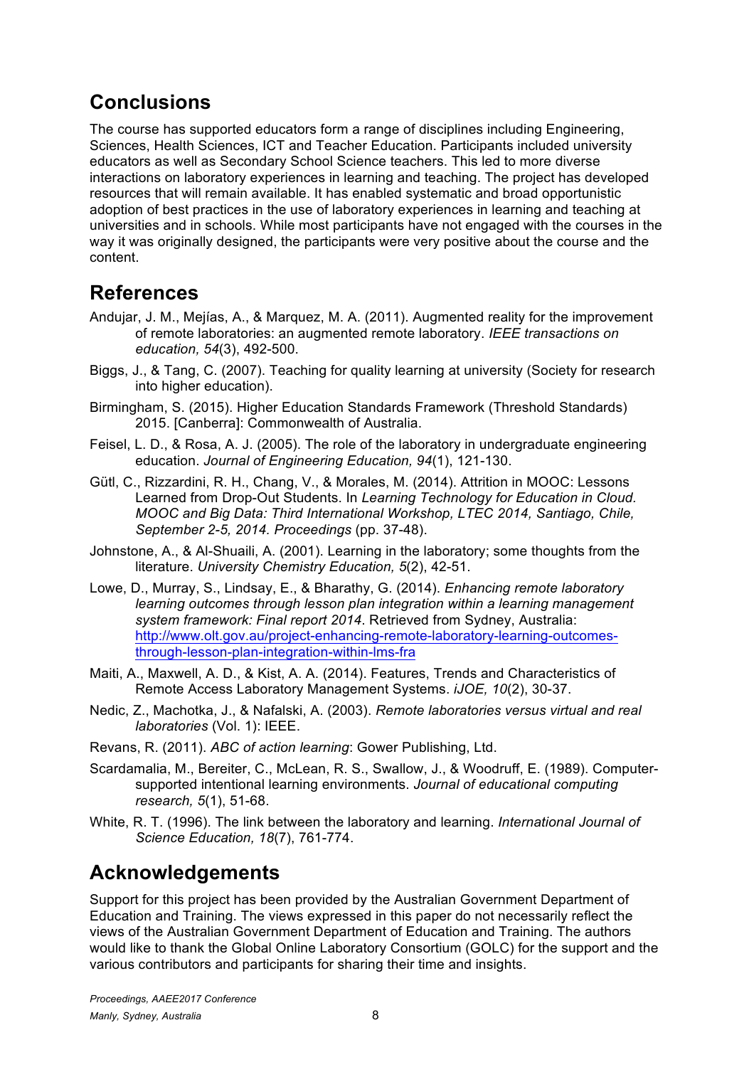## Conclusions

The course has supported educators form a range of disciplines including Engineering, Sciences, Health Sciences, ICT and Teacher Education. Participants included university educators as well as Secondary School Science teachers. This led to more diverse interactions on laboratory experiences in learning and teaching. The project has developed resources that will remain available. It has enabled systematic and broad opportunistic adoption of best practices in the use of laboratory experiences in learning and teaching at universities and in schools. While most participants have not engaged with the courses in the way it was originally designed, the participants were very positive about the course and the content.

## References

Andujar, J. M., Mejías, A., & Marquez, M. A. (2011). Augmented reality for the improvement of remote laboratories: an augmented remote laboratory. *IEEE transactions on education, 54*(3), 492-500.

Biggs, J., & Tang, C. (2007). Teaching for quality learning at university (Society for research into higher education).

Birmingham, S. (2015). Higher Education Standards Framework (Threshold Standards) 2015. [Canberra]: Commonwealth of Australia.

Feisel, L. D., & Rosa, A. J. (2005). The role of the laboratory in undergraduate engineering education. *Journal of Engineering Education, 94*(1), 121-130.

Gütl, C., Rizzardini, R. H., Chang, V., & Morales, M. (2014). Attrition in MOOC: Lessons Learned from Drop-Out Students. In *Learning Technology for Education in Cloud. MOOC and Big Data: Third International Workshop, LTEC 2014, Santiago, Chile, September 2-5, 2014. Proceedings* (pp. 37-48).

Johnstone, A., & Al-Shuaili, A. (2001). Learning in the laboratory; some thoughts from the literature. *University Chemistry Education, 5*(2), 42-51.

Lowe, D., Murray, S., Lindsay, E., & Bharathy, G. (2014). *Enhancing remote laboratory learning outcomes through lesson plan integration within a learning management system framework: Final report 2014*. Retrieved from Sydney, Australia: http://www.olt.gov.au/project-enhancing-remote-laboratory-learning-outcomes-through-lesson-plan-integration-within-lms-fra

Maiti, A., Maxwell, A. D., & Kist, A. A. (2014). Features, Trends and Characteristics of Remote Access Laboratory Management Systems. *iJOE, 10*(2), 30-37.

Nedic, Z., Machotka, J., & Nafalski, A. (2003). *Remote laboratories versus virtual and real laboratories* (Vol. 1): IEEE.

Revans, R. (2011). *ABC of action learning*: Gower Publishing, Ltd.

Scardamalia, M., Bereiter, C., McLean, R. S., Swallow, J., & Woodruff, E. (1989). Computer-supported intentional learning environments. *Journal of educational computing research, 5*(1), 51-68.

White, R. T. (1996). The link between the laboratory and learning. *International Journal of Science Education, 18*(7), 761-774.

## Acknowledgements

Support for this project has been provided by the Australian Government Department of Education and Training. The views expressed in this paper do not necessarily reflect the views of the Australian Government Department of Education and Training. The authors would like to thank the Global Online Laboratory Consortium (GOLC) for the support and the various contributors and participants for sharing their time and insights.